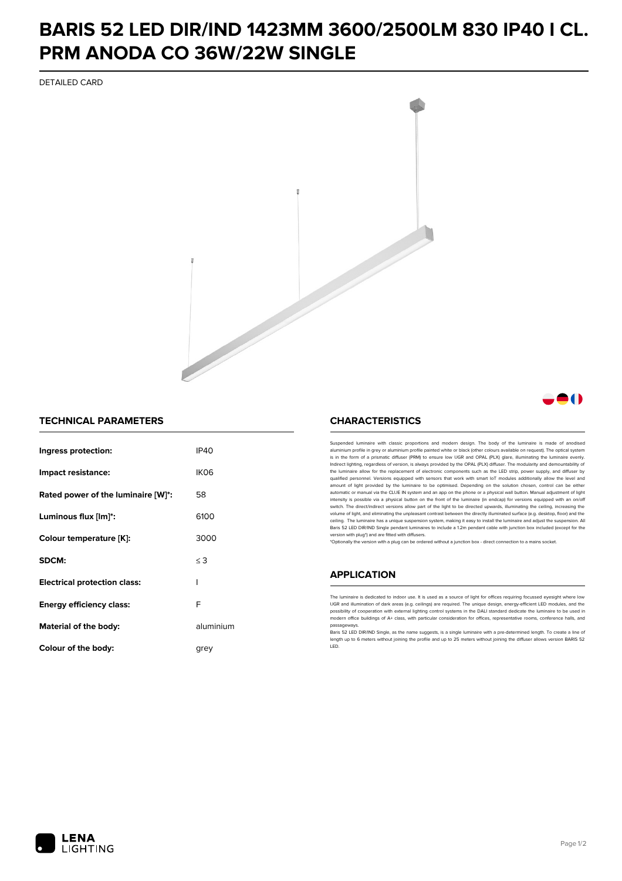# BARIS 52 LED DIR/IND 1423MM 3600/2500LM 830 IP40 I CL. PRM ANODA CO 36W/22W SINGLE

DETAILED CARD

## TECHNICAL PARAMETERS

| | |
|---|---|
| **Ingress protection:** | IP40 |
| **Impact resistance:** | IK06 |
| **Rated power of the luminaire [W]*:** | 58 |
| **Luminous flux [lm]*:** | 6100 |
| **Colour temperature [K]:** | 3000 |
| **SDCM:** | ≤ 3 |
| **Electrical protection class:** | I |
| **Energy efficiency class:** | F |
| **Material of the body:** | aluminium |
| **Colour of the body:** | grey |

## CHARACTERISTICS

Suspended luminaire with classic proportions and modern design. The body of the luminaire is made of anodised aluminium profile in grey or aluminium profile painted white or black (other colours available on request). The optical system is in the form of a prismatic diffuser (PRM) to ensure low UGR and OPAL (PLX) glare, illuminating the luminaire evenly. Indirect lighting, regardless of version, is always provided by the OPAL (PLX) diffuser. The modularity and demountability of the luminaire allow for the replacement of electronic components such as the LED strip, power supply, and diffuser by qualified personnel. Versions equipped with sensors that work with smart IoT modules additionally allow the level and amount of light provided by the luminaire to be optimised. Depending on the solution chosen, control can be either automatic or manual via the CLUE IN system and an app on the phone or a physical wall button. Manual adjustment of light intensity is possible via a physical button on the front of the luminaire (in endcap) for versions equipped with an on/off switch. The direct/indirect versions allow part of the light to be directed upwards, illuminating the ceiling, increasing the volume of light, and eliminating the unpleasant contrast between the directly illuminated surface (e.g. desktop, floor) and the ceiling. The luminaire has a unique suspension system, making it easy to install the luminaire and adjust the suspension. All Baris 52 LED DIR/IND Single pendant luminaires to include a 1.2m pendant cable with junction box included (except for the version with plug*) and are fitted with diffusers.

*Optionally the version with a plug can be ordered without a junction box - direct connection to a mains socket.

## APPLICATION

The luminaire is dedicated to indoor use. It is used as a source of light for offices requiring focussed eyesight where low UGR and illumination of dark areas (e.g. ceilings) are required. The unique design, energy-efficient LED modules, and the possibility of cooperation with external lighting control systems in the DALI standard dedicate the luminaire to be used in modern office buildings of A+ class, with particular consideration for offices, representative rooms, conference halls, and passageways.

Baris 52 LED DIR/IND Single, as the name suggests, is a single luminaire with a pre-determined length. To create a line of length up to 6 meters without joining the profile and up to 25 meters without joining the diffuser allows version BARIS 52 LED.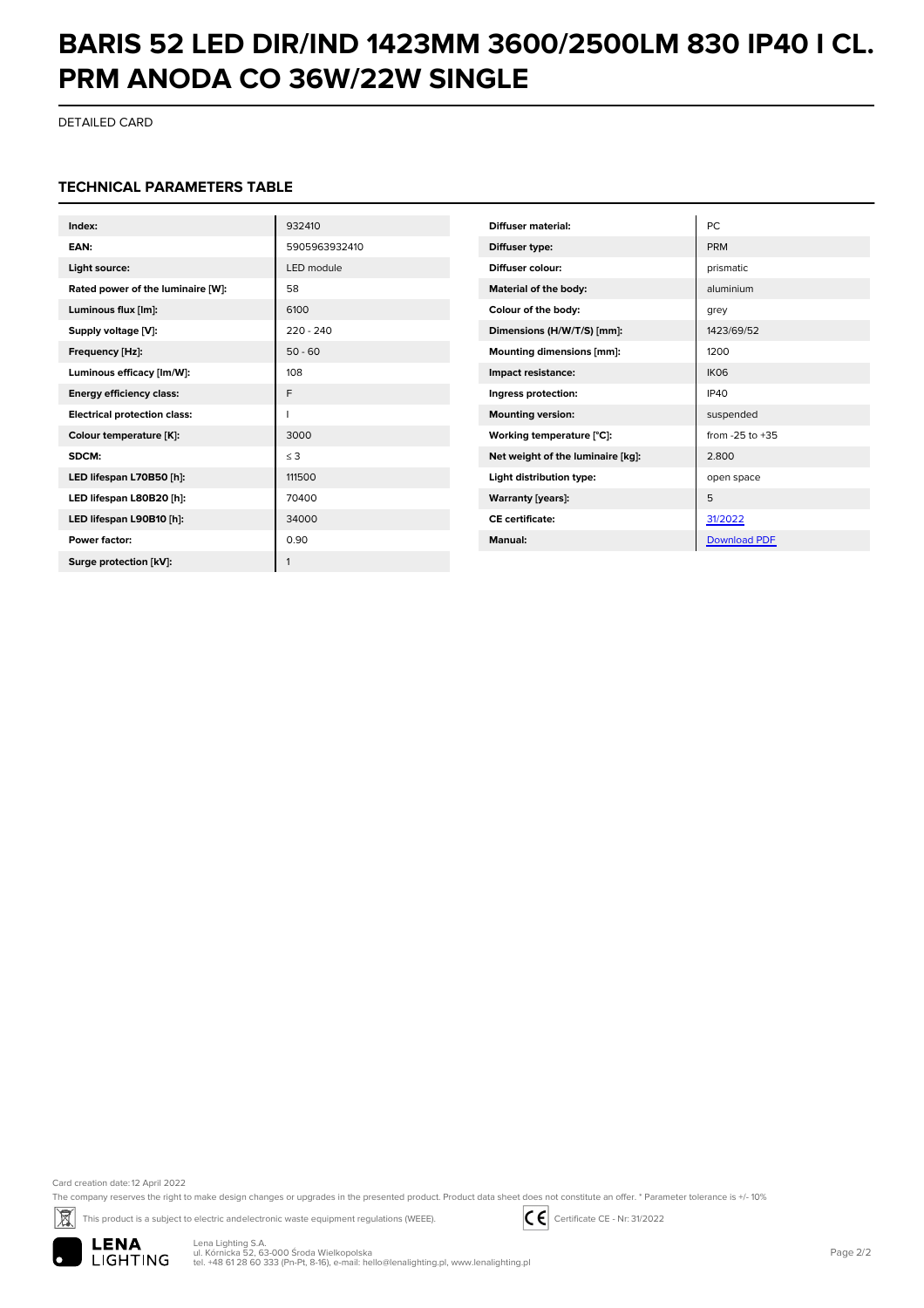# BARIS 52 LED DIR/IND 1423MM 3600/2500LM 830 IP40 I CL. PRM ANODA CO 36W/22W SINGLE

DETAILED CARD

### TECHNICAL PARAMETERS TABLE

| | |
|---|---|
| **Index:** | 932410 |
| **EAN:** | 5905963932410 |
| **Light source:** | LED module |
| **Rated power of the luminaire [W]:** | 58 |
| **Luminous flux [lm]:** | 6100 |
| **Supply voltage [V]:** | 220 - 240 |
| **Frequency [Hz]:** | 50 - 60 |
| **Luminous efficacy [lm/W]:** | 108 |
| **Energy efficiency class:** | F |
| **Electrical protection class:** | I |
| **Colour temperature [K]:** | 3000 |
| **SDCM:** | ≤ 3 |
| **LED lifespan L70B50 [h]:** | 111500 |
| **LED lifespan L80B20 [h]:** | 70400 |
| **LED lifespan L90B10 [h]:** | 34000 |
| **Power factor:** | 0.90 |
| **Surge protection [kV]:** | 1 |

| | |
|---|---|
| **Diffuser material:** | PC |
| **Diffuser type:** | PRM |
| **Diffuser colour:** | prismatic |
| **Material of the body:** | aluminium |
| **Colour of the body:** | grey |
| **Dimensions (H/W/T/S) [mm]:** | 1423/69/52 |
| **Mounting dimensions [mm]:** | 1200 |
| **Impact resistance:** | IK06 |
| **Ingress protection:** | IP40 |
| **Mounting version:** | suspended |
| **Working temperature [°C]:** | from -25 to +35 |
| **Net weight of the luminaire [kg]:** | 2.800 |
| **Light distribution type:** | open space |
| **Warranty [years]:** | 5 |
| **CE certificate:** | 31/2022 |
| **Manual:** | Download PDF |

Card creation date: 12 April 2022

The company reserves the right to make design changes or upgrades in the presented product. Product data sheet does not constitute an offer. * Parameter tolerance is +/- 10%

This product is a subject to electric andelectronic waste equipment regulations (WEEE).

Certificate CE - Nr: 31/2022

Lena Lighting S.A.
ul. Kórnicka 52, 63-000 Środa Wielkopolska
tel. +48 61 28 60 333 (Pn-Pt, 8-16), e-mail: hello@lenalighting.pl, www.lenalighting.pl